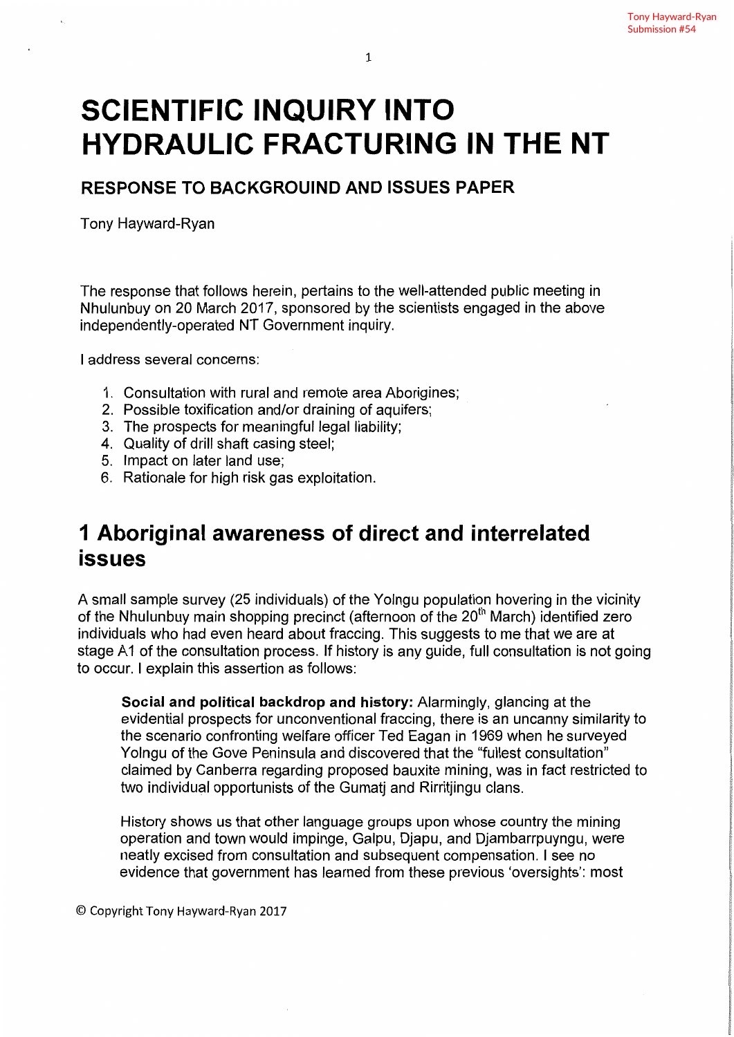# SCIENTIFIC INQUIRY INTO HYDRAULIC FRACTURING IN THE NT

## RESPONSE TO BACKGROUIND AND ISSUES PAPER

Tony Hayward-Ryan

The response that follows herein, pertains to the well-attended public meeting in Nhulunbuy on 20 March 2017, sponsored by the scientists engaged in the above independently-operated NT Government inquiry.

I address several concerns:

1. Consultation with rural and remote area Aborigines;
2. Possible toxification and/or draining of aquifers;
3. The prospects for meaningful legal liability;
4. Quality of drill shaft casing steel;
5. Impact on later land use;
6. Rationale for high risk gas exploitation.

## 1 Aboriginal awareness of direct and interrelated issues

A small sample survey (25 individuals) of the Yolngu population hovering in the vicinity of the Nhulunbuy main shopping precinct (afternoon of the 20th March) identified zero individuals who had even heard about fraccing. This suggests to me that we are at stage A1 of the consultation process. If history is any guide, full consultation is not going to occur. I explain this assertion as follows:

> **Social and political backdrop and history:** Alarmingly, glancing at the evidential prospects for unconventional fraccing, there is an uncanny similarity to the scenario confronting welfare officer Ted Eagan in 1969 when he surveyed Yolngu of the Gove Peninsula and discovered that the "fullest consultation" claimed by Canberra regarding proposed bauxite mining, was in fact restricted to two individual opportunists of the Gumatj and Rirritjingu clans.
>
> History shows us that other language groups upon whose country the mining operation and town would impinge, Galpu, Djapu, and Djambarrpuyngu, were neatly excised from consultation and subsequent compensation. I see no evidence that government has learned from these previous 'oversights': most

© Copyright Tony Hayward-Ryan 2017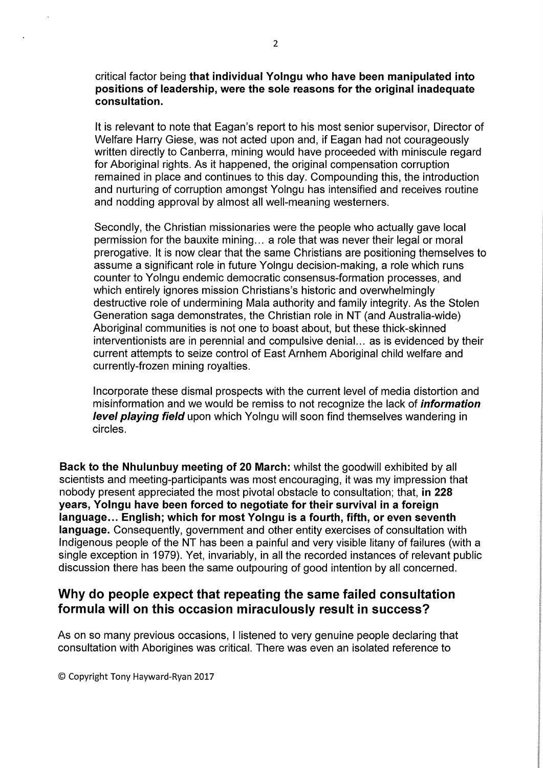critical factor being **that individual Yolngu who have been manipulated into positions of leadership, were the sole reasons for the original inadequate consultation.**

It is relevant to note that Eagan's report to his most senior supervisor, Director of Welfare Harry Giese, was not acted upon and, if Eagan had not courageously written directly to Canberra, mining would have proceeded with miniscule regard for Aboriginal rights. As it happened, the original compensation corruption remained in place and continues to this day. Compounding this, the introduction and nurturing of corruption amongst Yolngu has intensified and receives routine and nodding approval by almost all well-meaning westerners.

Secondly, the Christian missionaries were the people who actually gave local permission for the bauxite mining… a role that was never their legal or moral prerogative. It is now clear that the same Christians are positioning themselves to assume a significant role in future Yolngu decision-making, a role which runs counter to Yolngu endemic democratic consensus-formation processes, and which entirely ignores mission Christians's historic and overwhelmingly destructive role of undermining Mala authority and family integrity. As the Stolen Generation saga demonstrates, the Christian role in NT (and Australia-wide) Aboriginal communities is not one to boast about, but these thick-skinned interventionists are in perennial and compulsive denial… as is evidenced by their current attempts to seize control of East Arnhem Aboriginal child welfare and currently-frozen mining royalties.

Incorporate these dismal prospects with the current level of media distortion and misinformation and we would be remiss to not recognize the lack of ***information level playing field*** upon which Yolngu will soon find themselves wandering in circles.

**Back to the Nhulunbuy meeting of 20 March:** whilst the goodwill exhibited by all scientists and meeting-participants was most encouraging, it was my impression that nobody present appreciated the most pivotal obstacle to consultation; that, **in 228 years, Yolngu have been forced to negotiate for their survival in a foreign language… English; which for most Yolngu is a fourth, fifth, or even seventh language.** Consequently, government and other entity exercises of consultation with Indigenous people of the NT has been a painful and very visible litany of failures (with a single exception in 1979). Yet, invariably, in all the recorded instances of relevant public discussion there has been the same outpouring of good intention by all concerned.

## Why do people expect that repeating the same failed consultation formula will on this occasion miraculously result in success?

As on so many previous occasions, I listened to very genuine people declaring that consultation with Aborigines was critical. There was even an isolated reference to

© Copyright Tony Hayward-Ryan 2017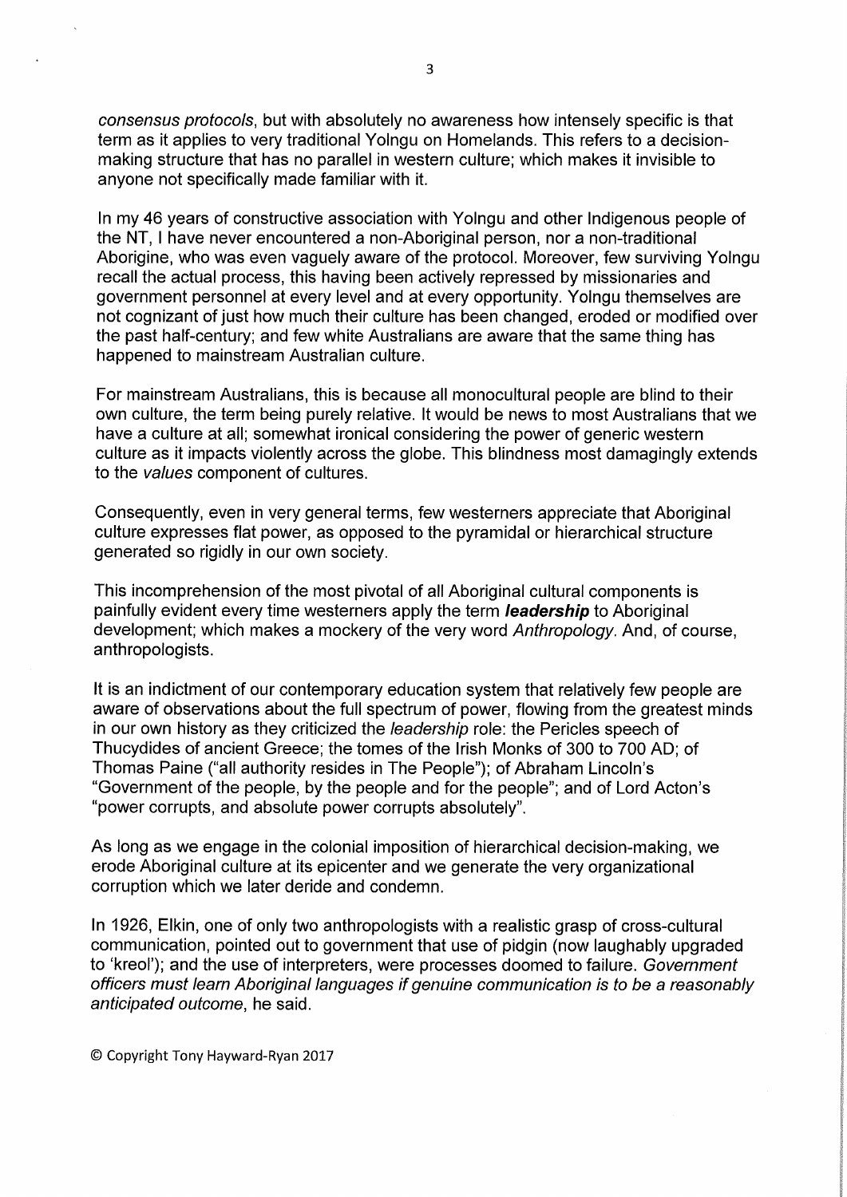*consensus protocols*, but with absolutely no awareness how intensely specific is that term as it applies to very traditional Yolngu on Homelands. This refers to a decision-making structure that has no parallel in western culture; which makes it invisible to anyone not specifically made familiar with it.

In my 46 years of constructive association with Yolngu and other Indigenous people of the NT, I have never encountered a non-Aboriginal person, nor a non-traditional Aborigine, who was even vaguely aware of the protocol. Moreover, few surviving Yolngu recall the actual process, this having been actively repressed by missionaries and government personnel at every level and at every opportunity. Yolngu themselves are not cognizant of just how much their culture has been changed, eroded or modified over the past half-century; and few white Australians are aware that the same thing has happened to mainstream Australian culture.

For mainstream Australians, this is because all monocultural people are blind to their own culture, the term being purely relative. It would be news to most Australians that we have a culture at all; somewhat ironical considering the power of generic western culture as it impacts violently across the globe. This blindness most damagingly extends to the *values* component of cultures.

Consequently, even in very general terms, few westerners appreciate that Aboriginal culture expresses flat power, as opposed to the pyramidal or hierarchical structure generated so rigidly in our own society.

This incomprehension of the most pivotal of all Aboriginal cultural components is painfully evident every time westerners apply the term ***leadership*** to Aboriginal development; which makes a mockery of the very word *Anthropology*. And, of course, anthropologists.

It is an indictment of our contemporary education system that relatively few people are aware of observations about the full spectrum of power, flowing from the greatest minds in our own history as they criticized the *leadership* role: the Pericles speech of Thucydides of ancient Greece; the tomes of the Irish Monks of 300 to 700 AD; of Thomas Paine ("all authority resides in The People"); of Abraham Lincoln's "Government of the people, by the people and for the people"; and of Lord Acton's "power corrupts, and absolute power corrupts absolutely".

As long as we engage in the colonial imposition of hierarchical decision-making, we erode Aboriginal culture at its epicenter and we generate the very organizational corruption which we later deride and condemn.

In 1926, Elkin, one of only two anthropologists with a realistic grasp of cross-cultural communication, pointed out to government that use of pidgin (now laughably upgraded to 'kreol'); and the use of interpreters, were processes doomed to failure. *Government officers must learn Aboriginal languages if genuine communication is to be a reasonably anticipated outcome*, he said.

© Copyright Tony Hayward-Ryan 2017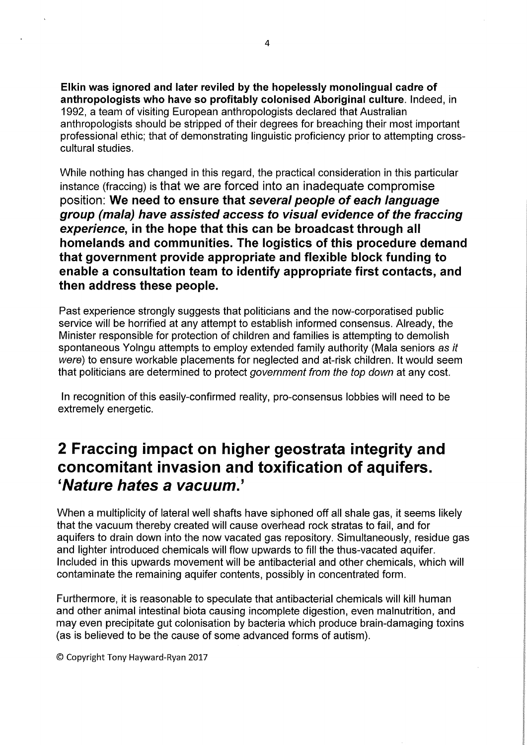**Elkin was ignored and later reviled by the hopelessly monolingual cadre of anthropologists who have so profitably colonised Aboriginal culture**. Indeed, in 1992, a team of visiting European anthropologists declared that Australian anthropologists should be stripped of their degrees for breaching their most important professional ethic; that of demonstrating linguistic proficiency prior to attempting cross-cultural studies.

While nothing has changed in this regard, the practical consideration in this particular instance (fraccing) is that we are forced into an inadequate compromise position: **We need to ensure that *several people of each language group (mala) have assisted access to visual evidence of the fraccing experience*, in the hope that this can be broadcast through all homelands and communities. The logistics of this procedure demand that government provide appropriate and flexible block funding to enable a consultation team to identify appropriate first contacts, and then address these people.**

Past experience strongly suggests that politicians and the now-corporatised public service will be horrified at any attempt to establish informed consensus. Already, the Minister responsible for protection of children and families is attempting to demolish spontaneous Yolngu attempts to employ extended family authority (Mala seniors *as it were*) to ensure workable placements for neglected and at-risk children. It would seem that politicians are determined to protect *government from the top down* at any cost.

In recognition of this easily-confirmed reality, pro-consensus lobbies will need to be extremely energetic.

## 2 Fraccing impact on higher geostrata integrity and concomitant invasion and toxification of aquifers. '*Nature hates a vacuum*.'

When a multiplicity of lateral well shafts have siphoned off all shale gas, it seems likely that the vacuum thereby created will cause overhead rock stratas to fail, and for aquifers to drain down into the now vacated gas repository. Simultaneously, residue gas and lighter introduced chemicals will flow upwards to fill the thus-vacated aquifer. Included in this upwards movement will be antibacterial and other chemicals, which will contaminate the remaining aquifer contents, possibly in concentrated form.

Furthermore, it is reasonable to speculate that antibacterial chemicals will kill human and other animal intestinal biota causing incomplete digestion, even malnutrition, and may even precipitate gut colonisation by bacteria which produce brain-damaging toxins (as is believed to be the cause of some advanced forms of autism).

© Copyright Tony Hayward-Ryan 2017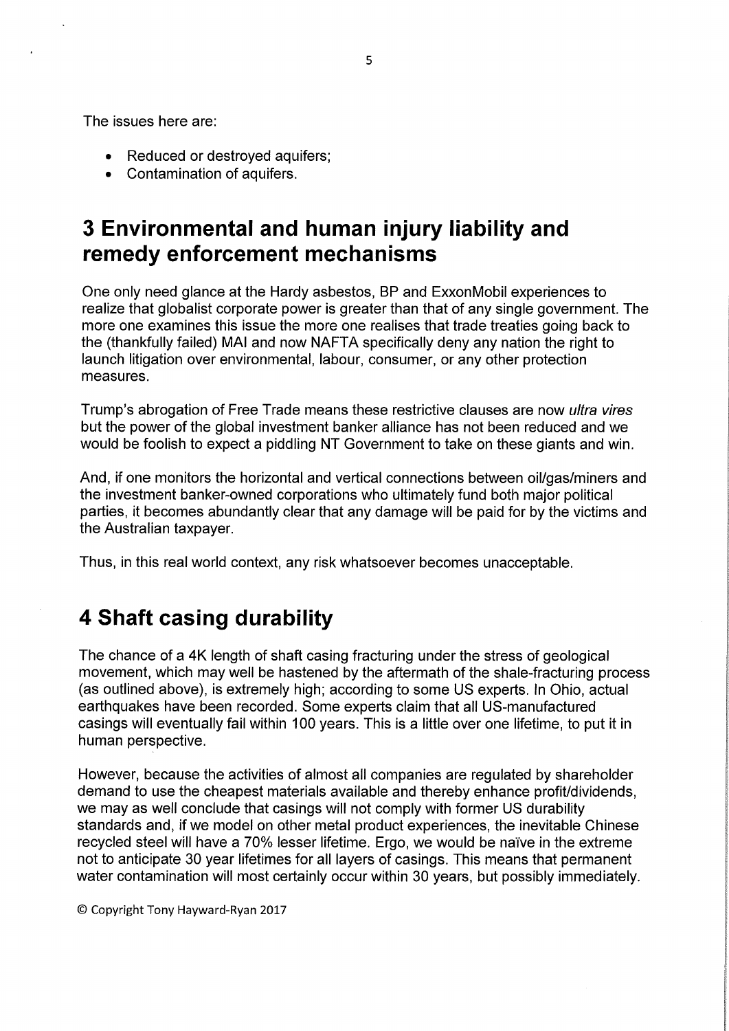The issues here are:

- Reduced or destroyed aquifers;
- Contamination of aquifers.

# 3 Environmental and human injury liability and remedy enforcement mechanisms

One only need glance at the Hardy asbestos, BP and ExxonMobil experiences to realize that globalist corporate power is greater than that of any single government. The more one examines this issue the more one realises that trade treaties going back to the (thankfully failed) MAI and now NAFTA specifically deny any nation the right to launch litigation over environmental, labour, consumer, or any other protection measures.

Trump's abrogation of Free Trade means these restrictive clauses are now *ultra vires* but the power of the global investment banker alliance has not been reduced and we would be foolish to expect a piddling NT Government to take on these giants and win.

And, if one monitors the horizontal and vertical connections between oil/gas/miners and the investment banker-owned corporations who ultimately fund both major political parties, it becomes abundantly clear that any damage will be paid for by the victims and the Australian taxpayer.

Thus, in this real world context, any risk whatsoever becomes unacceptable.

# 4 Shaft casing durability

The chance of a 4K length of shaft casing fracturing under the stress of geological movement, which may well be hastened by the aftermath of the shale-fracturing process (as outlined above), is extremely high; according to some US experts. In Ohio, actual earthquakes have been recorded. Some experts claim that all US-manufactured casings will eventually fail within 100 years. This is a little over one lifetime, to put it in human perspective.

However, because the activities of almost all companies are regulated by shareholder demand to use the cheapest materials available and thereby enhance profit/dividends, we may as well conclude that casings will not comply with former US durability standards and, if we model on other metal product experiences, the inevitable Chinese recycled steel will have a 70% lesser lifetime. Ergo, we would be naïve in the extreme not to anticipate 30 year lifetimes for all layers of casings. This means that permanent water contamination will most certainly occur within 30 years, but possibly immediately.

© Copyright Tony Hayward-Ryan 2017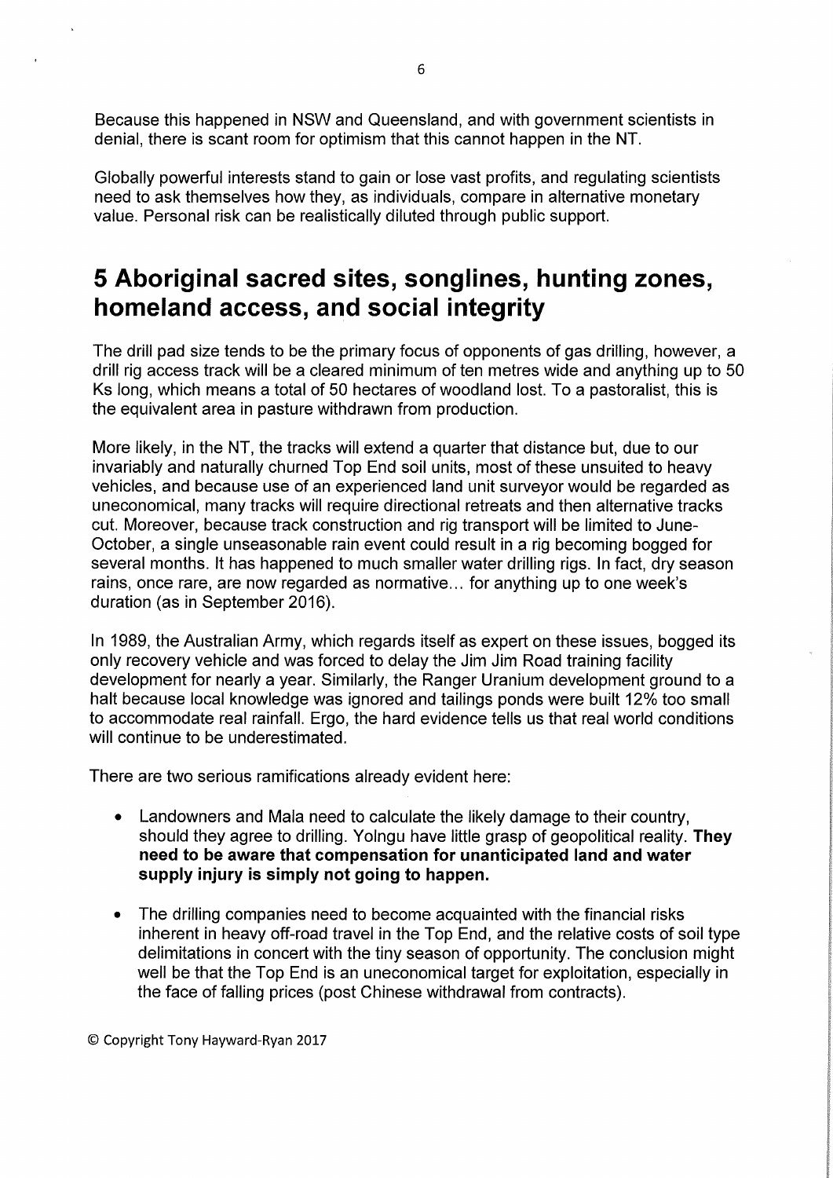Because this happened in NSW and Queensland, and with government scientists in denial, there is scant room for optimism that this cannot happen in the NT.

Globally powerful interests stand to gain or lose vast profits, and regulating scientists need to ask themselves how they, as individuals, compare in alternative monetary value. Personal risk can be realistically diluted through public support.

# 5 Aboriginal sacred sites, songlines, hunting zones, homeland access, and social integrity

The drill pad size tends to be the primary focus of opponents of gas drilling, however, a drill rig access track will be a cleared minimum of ten metres wide and anything up to 50 Ks long, which means a total of 50 hectares of woodland lost. To a pastoralist, this is the equivalent area in pasture withdrawn from production.

More likely, in the NT, the tracks will extend a quarter that distance but, due to our invariably and naturally churned Top End soil units, most of these unsuited to heavy vehicles, and because use of an experienced land unit surveyor would be regarded as uneconomical, many tracks will require directional retreats and then alternative tracks cut. Moreover, because track construction and rig transport will be limited to June-October, a single unseasonable rain event could result in a rig becoming bogged for several months. It has happened to much smaller water drilling rigs. In fact, dry season rains, once rare, are now regarded as normative… for anything up to one week's duration (as in September 2016).

In 1989, the Australian Army, which regards itself as expert on these issues, bogged its only recovery vehicle and was forced to delay the Jim Jim Road training facility development for nearly a year. Similarly, the Ranger Uranium development ground to a halt because local knowledge was ignored and tailings ponds were built 12% too small to accommodate real rainfall. Ergo, the hard evidence tells us that real world conditions will continue to be underestimated.

There are two serious ramifications already evident here:

- Landowners and Mala need to calculate the likely damage to their country, should they agree to drilling. Yolngu have little grasp of geopolitical reality. **They need to be aware that compensation for unanticipated land and water supply injury is simply not going to happen.**

- The drilling companies need to become acquainted with the financial risks inherent in heavy off-road travel in the Top End, and the relative costs of soil type delimitations in concert with the tiny season of opportunity. The conclusion might well be that the Top End is an uneconomical target for exploitation, especially in the face of falling prices (post Chinese withdrawal from contracts).

© Copyright Tony Hayward-Ryan 2017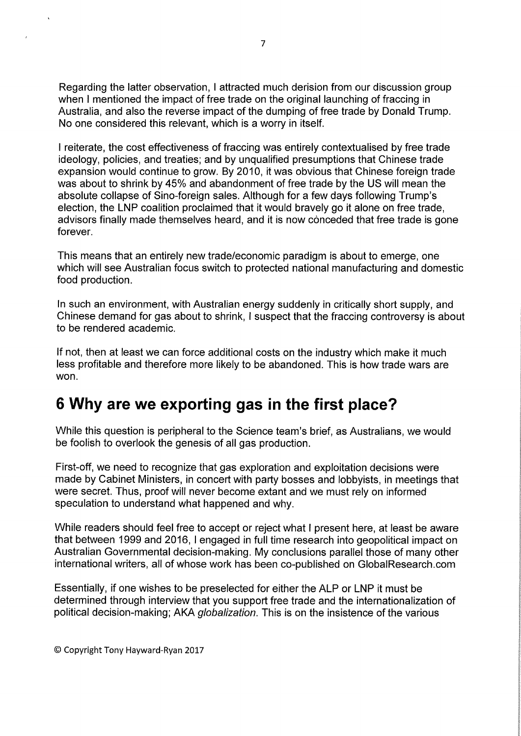Regarding the latter observation, I attracted much derision from our discussion group when I mentioned the impact of free trade on the original launching of fraccing in Australia, and also the reverse impact of the dumping of free trade by Donald Trump. No one considered this relevant, which is a worry in itself.

I reiterate, the cost effectiveness of fraccing was entirely contextualised by free trade ideology, policies, and treaties; and by unqualified presumptions that Chinese trade expansion would continue to grow. By 2010, it was obvious that Chinese foreign trade was about to shrink by 45% and abandonment of free trade by the US will mean the absolute collapse of Sino-foreign sales. Although for a few days following Trump's election, the LNP coalition proclaimed that it would bravely go it alone on free trade, advisors finally made themselves heard, and it is now cònceded that free trade is gone forever.

This means that an entirely new trade/economic paradigm is about to emerge, one which will see Australian focus switch to protected national manufacturing and domestic food production.

In such an environment, with Australian energy suddenly in critically short supply, and Chinese demand for gas about to shrink, I suspect that the fraccing controversy is about to be rendered academic.

If not, then at least we can force additional costs on the industry which make it much less profitable and therefore more likely to be abandoned. This is how trade wars are won.

# 6 Why are we exporting gas in the first place?

While this question is peripheral to the Science team's brief, as Australians, we would be foolish to overlook the genesis of all gas production.

First-off, we need to recognize that gas exploration and exploitation decisions were made by Cabinet Ministers, in concert with party bosses and lobbyists, in meetings that were secret. Thus, proof will never become extant and we must rely on informed speculation to understand what happened and why.

While readers should feel free to accept or reject what I present here, at least be aware that between 1999 and 2016, I engaged in full time research into geopolitical impact on Australian Governmental decision-making. My conclusions parallel those of many other international writers, all of whose work has been co-published on GlobalResearch.com

Essentially, if one wishes to be preselected for either the ALP or LNP it must be determined through interview that you support free trade and the internationalization of political decision-making; AKA *globalization*. This is on the insistence of the various

© Copyright Tony Hayward-Ryan 2017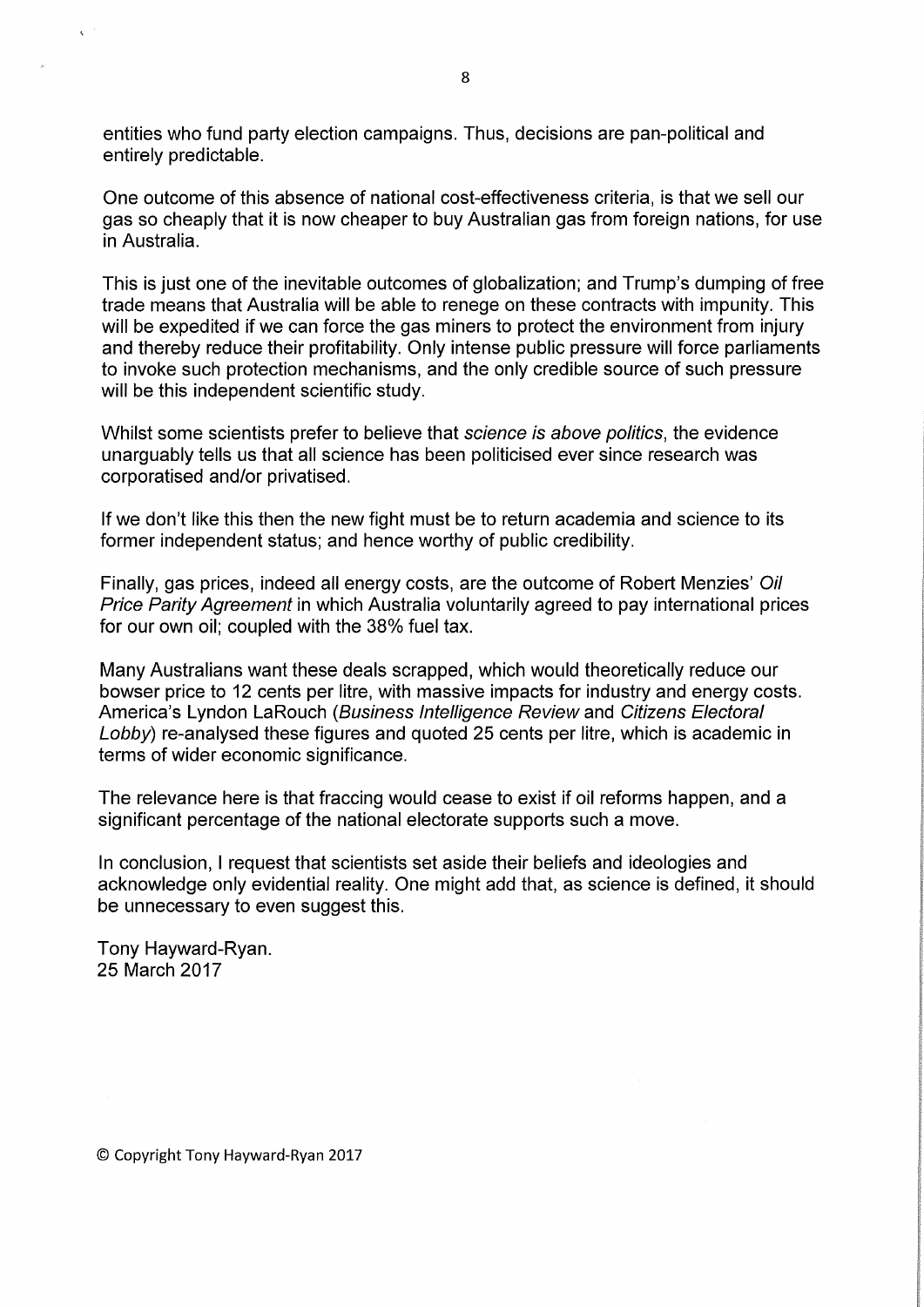entities who fund party election campaigns. Thus, decisions are pan-political and entirely predictable.

One outcome of this absence of national cost-effectiveness criteria, is that we sell our gas so cheaply that it is now cheaper to buy Australian gas from foreign nations, for use in Australia.

This is just one of the inevitable outcomes of globalization; and Trump's dumping of free trade means that Australia will be able to renege on these contracts with impunity. This will be expedited if we can force the gas miners to protect the environment from injury and thereby reduce their profitability. Only intense public pressure will force parliaments to invoke such protection mechanisms, and the only credible source of such pressure will be this independent scientific study.

Whilst some scientists prefer to believe that *science is above politics*, the evidence unarguably tells us that all science has been politicised ever since research was corporatised and/or privatised.

If we don't like this then the new fight must be to return academia and science to its former independent status; and hence worthy of public credibility.

Finally, gas prices, indeed all energy costs, are the outcome of Robert Menzies' *Oil Price Parity Agreement* in which Australia voluntarily agreed to pay international prices for our own oil; coupled with the 38% fuel tax.

Many Australians want these deals scrapped, which would theoretically reduce our bowser price to 12 cents per litre, with massive impacts for industry and energy costs. America's Lyndon LaRouch (*Business Intelligence Review* and *Citizens Electoral Lobby*) re-analysed these figures and quoted 25 cents per litre, which is academic in terms of wider economic significance.

The relevance here is that fraccing would cease to exist if oil reforms happen, and a significant percentage of the national electorate supports such a move.

In conclusion, I request that scientists set aside their beliefs and ideologies and acknowledge only evidential reality. One might add that, as science is defined, it should be unnecessary to even suggest this.

Tony Hayward-Ryan.
25 March 2017

© Copyright Tony Hayward-Ryan 2017